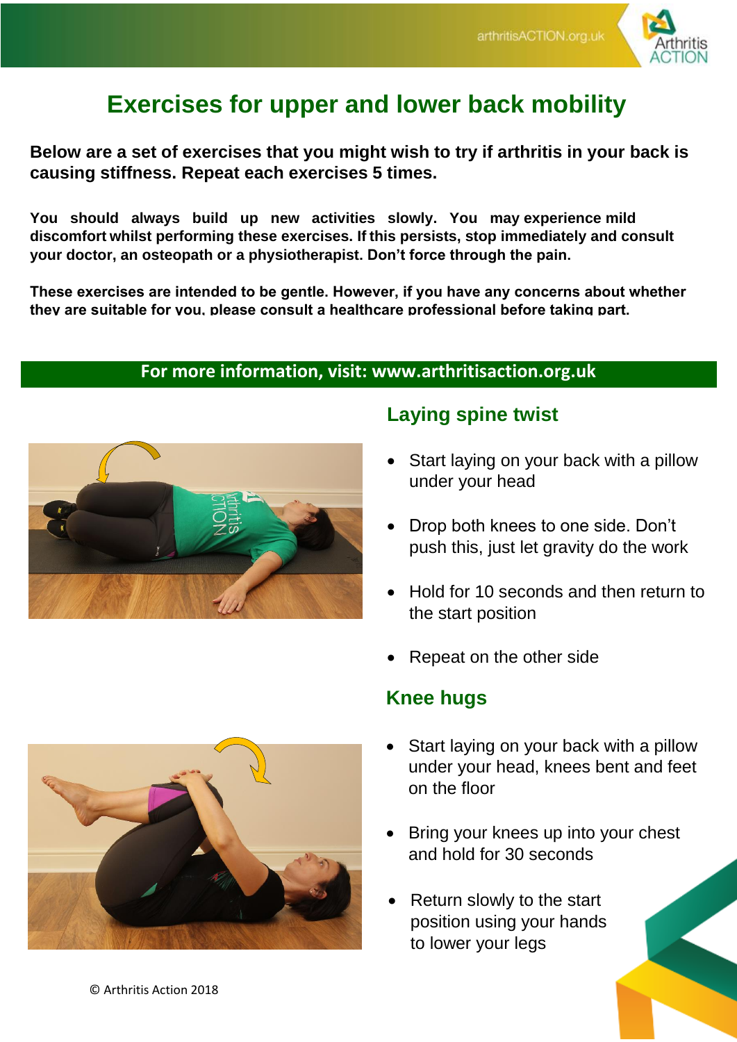# Exercises for upper and lower back mobility

**Below are a set of exercises that you might wish to try if arthritis in your back is causing stiffness. Repeat each exercises 5 times.**

**You should always build up new activities slowly. You may experience mild discomfort whilst performing these exercises. If this persists, stop immediately and consult your doctor, an osteopath or a physiotherapist. Don't force through the pain.**

**These exercises are intended to be gentle. However, if you have any concerns about whether they are suitable for you, please consult a healthcare professional before taking part.**

**For more information, visit: www.arthritisaction.org.uk**

## Laying spine twist

- Start laying on your back with a pillow under your head
- Drop both knees to one side. Don't push this, just let gravity do the work
- Hold for 10 seconds and then return to the start position
- Repeat on the other side

## Knee hugs

- Start laying on your back with a pillow under your head, knees bent and feet on the floor
- Bring your knees up into your chest and hold for 30 seconds
- Return slowly to the start position using your hands to lower your legs

© Arthritis Action 2018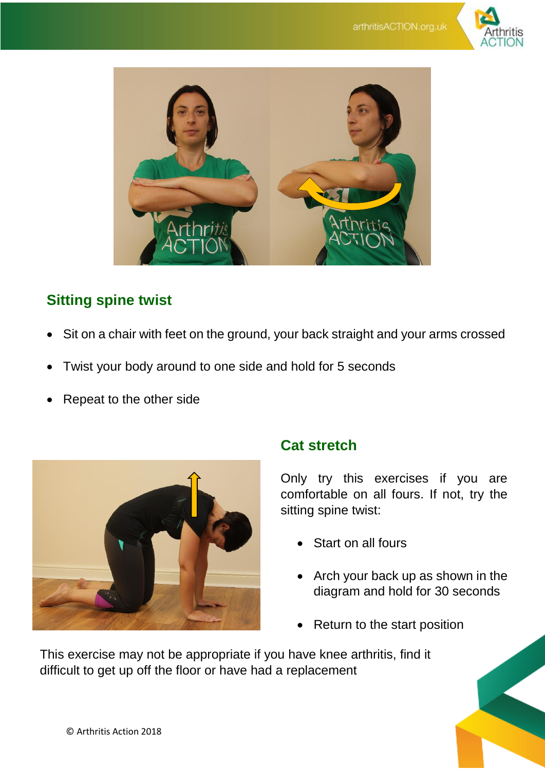## Sitting spine twist

- Sit on a chair with feet on the ground, your back straight and your arms crossed
- Twist your body around to one side and hold for 5 seconds
- Repeat to the other side

## Cat stretch

Only try this exercises if you are comfortable on all fours. If not, try the sitting spine twist:

- Start on all fours
- Arch your back up as shown in the diagram and hold for 30 seconds
- Return to the start position

This exercise may not be appropriate if you have knee arthritis, find it difficult to get up off the floor or have had a replacement

© Arthritis Action 2018